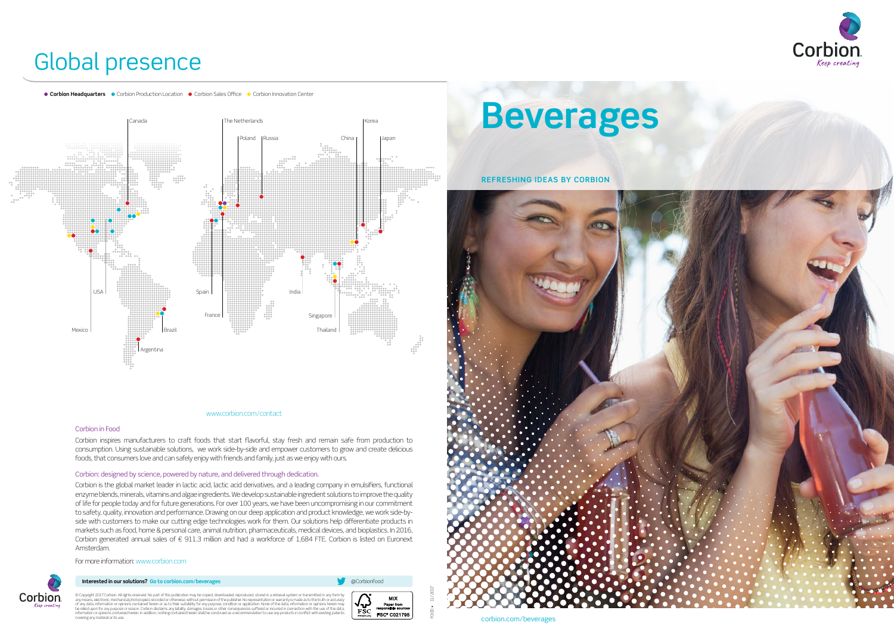# Global presence

● **Corbion Headquarters** ● Corbion Production Location ● Corbion Sales Office ● Corbion Innovation Center

Canada, The Netherlands, Poland, Russia, China, Korea, Japan, USA, Mexico, Brazil, Argentina, Spain, France, India, Singapore, Thailand

www.corbion.com/contact

## Corbion in Food

Corbion inspires manufacturers to craft foods that start flavorful, stay fresh and remain safe from production to consumption. Using sustainable solutions, we work side-by-side and empower customers to grow and create delicious foods, that consumers love and can safely enjoy with friends and family, just as we enjoy with ours.

## Corbion: designed by science, powered by nature, and delivered through dedication.

Corbion is the global market leader in lactic acid, lactic acid derivatives, and a leading company in emulsifiers, functional enzyme blends, minerals, vitamins and algae ingredients. We develop sustainable ingredient solutions to improve the quality of life for people today and for future generations. For over 100 years, we have been uncompromising in our commitment to safety, quality, innovation and performance. Drawing on our deep application and product knowledge, we work side-by-side with customers to make our cutting edge technologies work for them. Our solutions help differentiate products in markets such as food, home & personal care, animal nutrition, pharmaceuticals, medical devices, and bioplastics. In 2016, Corbion generated annual sales of € 911.3 million and had a workforce of 1,684 FTE. Corbion is listed on Euronext Amsterdam.

For more information: www.corbion.com

**Interested in our solutions?** Go to corbion.com/beverages

@CorbionFood

© Copyright 2017 Corbion. All rights reserved. No part of this publication may be copied, downloaded, reproduced, stored in a retrieval system or transmitted in any form by any means, electronic, mechanical, photocopied, recorded or otherwise, without permission of the publisher. No representation or warranty is made as to the truth or accuracy of any data, information or opinions contained herein or as to their suitability for any purpose, condition or application. None of the data, information or opinions herein may be relied upon for any purpose or reason. Corbion disclaims any liability, damages, losses or other consequences suffered or incurred in connection with the use of the data, information or opinions contained herein. In addition, nothing contained herein shall be construed as a recommendation to use any products in conflict with existing patents covering any material or its use.

MIX Paper from responsible sources FSC® C021795

FOOD • 11/2017

Corbion
Keep creating

# Beverages

**REFRESHING IDEAS BY CORBION**

corbion.com/beverages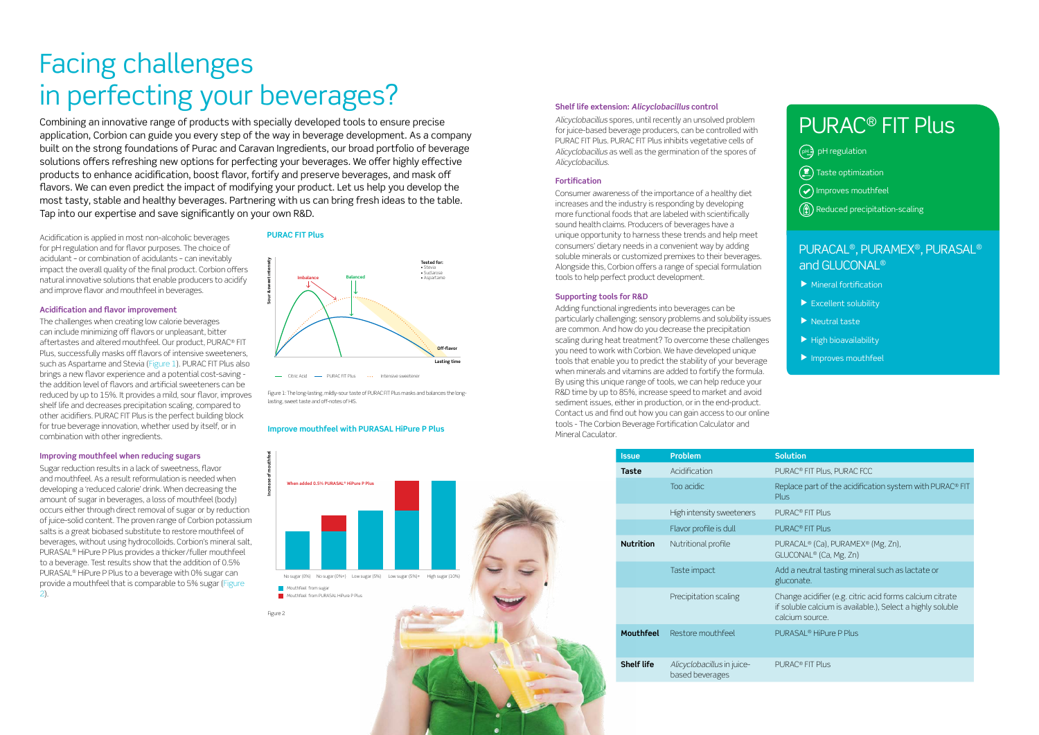# Facing challenges in perfecting your beverages?

Combining an innovative range of products with specially developed tools to ensure precise application, Corbion can guide you every step of the way in beverage development. As a company built on the strong foundations of Purac and Caravan Ingredients, our broad portfolio of beverage solutions offers refreshing new options for perfecting your beverages. We offer highly effective products to enhance acidification, boost flavor, fortify and preserve beverages, and mask off flavors. We can even predict the impact of modifying your product. Let us help you develop the most tasty, stable and healthy beverages. Partnering with us can bring fresh ideas to the table. Tap into our expertise and save significantly on your own R&D.

Acidification is applied in most non-alcoholic beverages for pH regulation and for flavor purposes. The choice of acidulant - or combination of acidulants - can inevitably impact the overall quality of the final product. Corbion offers natural innovative solutions that enable producers to acidify and improve flavor and mouthfeel in beverages.

### Acidification and flavor improvement

The challenges when creating low calorie beverages can include minimizing off flavors or unpleasant, bitter aftertastes and altered mouthfeel. Our product, PURAC® FIT Plus, successfully masks off flavors of intensive sweeteners, such as Aspartame and Stevia (Figure 1). PURAC FIT Plus also brings a new flavor experience and a potential cost-saving - the addition level of flavors and artificial sweeteners can be reduced by up to 15%. It provides a mild, sour flavor, improves shelf life and decreases precipitation scaling, compared to other acidifiers. PURAC FIT Plus is the perfect building block for true beverage innovation, whether used by itself, or in combination with other ingredients.

### Improving mouthfeel when reducing sugars

Sugar reduction results in a lack of sweetness, flavor and mouthfeel. As a result reformulation is needed when developing a 'reduced calorie' drink. When decreasing the amount of sugar in beverages, a loss of mouthfeel (body) occurs either through direct removal of sugar or by reduction of juice-solid content. The proven range of Corbion potassium salts is a great biobased substitute to restore mouthfeel of beverages, without using hydrocolloids. Corbion's mineral salt, PURASAL® HiPure P Plus provides a thicker/fuller mouthfeel to a beverage. Test results show that the addition of 0.5% PURASAL® HiPure P Plus to a beverage with 0% sugar can provide a mouthfeel that is comparable to 5% sugar (Figure 2).

### PURAC FIT Plus

Sour & sweet intensity

Imbalance

Balanced

Tested for:
• Stevia
• Sucralose
• Aspartame

Off-flavor

Lasting time

Citric Acid — PURAC FIT Plus — Intensive sweetener

Figure 1: The long-lasting, mildly-sour taste of PURAC FIT Plus masks and balances the long-lasting, sweet taste and off-notes of HIS.

### Improve mouthfeel with PURASAL HiPure P Plus

Increase of mouthfeel

When added 0.5% PURASAL® HiPure P Plus

No sugar (0%) No sugar (0%+) Low sugar (5%) Low sugar (5%)+ High sugar (10%)

Mouthfeel from sugar

Mouthfeel from PURASAL HiPure P Plus

Figure 2

### Shelf life extension: *Alicyclobacillus* control

*Alicyclobacillus* spores, until recently an unsolved problem for juice-based beverage producers, can be controlled with PURAC FIT Plus. PURAC FIT Plus inhibits vegetative cells of *Alicyclobacillus* as well as the germination of the spores of *Alicyclobacillus*.

### Fortification

Consumer awareness of the importance of a healthy diet increases and the industry is responding by developing more functional foods that are labeled with scientifically sound health claims. Producers of beverages have a unique opportunity to harness these trends and help meet consumers' dietary needs in a convenient way by adding soluble minerals or customized premixes to their beverages. Alongside this, Corbion offers a range of special formulation tools to help perfect product development.

### Supporting tools for R&D

Adding functional ingredients into beverages can be particularly challenging; sensory problems and solubility issues are common. And how do you decrease the precipitation scaling during heat treatment? To overcome these challenges you need to work with Corbion. We have developed unique tools that enable you to predict the stability of your beverage when minerals and vitamins are added to fortify the formula. By using this unique range of tools, we can help reduce your R&D time by up to 85%, increase speed to market and avoid sediment issues, either in production, or in the end-product. Contact us and find out how you can gain access to our online tools - The Corbion Beverage Fortification Calculator and Mineral Caculator.

## PURAC® FIT Plus

- pH regulation
- Taste optimization
- Improves mouthfeel
- Reduced precipitation-scaling

## PURACAL®, PURAMEX®, PURASAL® and GLUCONAL®

- Mineral fortification
- Excellent solubility
- Neutral taste
- High bioavailability
- Improves mouthfeel

| Issue | Problem | Solution |
|---|---|---|
| **Taste** | Acidification | PURAC® FIT Plus, PURAC FCC |
| | Too acidic | Replace part of the acidification system with PURAC® FIT Plus |
| | High intensity sweeteners | PURAC® FIT Plus |
| | Flavor profile is dull | PURAC® FIT Plus |
| **Nutrition** | Nutritional profile | PURACAL® (Ca), PURAMEX® (Mg, Zn), GLUCONAL® (Ca, Mg, Zn) |
| | Taste impact | Add a neutral tasting mineral such as lactate or gluconate. |
| | Precipitation scaling | Change acidifier (e.g. citric acid forms calcium citrate if soluble calcium is available.), Select a highly soluble calcium source. |
| **Mouthfeel** | Restore mouthfeel | PURASAL® HiPure P Plus |
| **Shelf life** | *Alicyclobacillus* in juice-based beverages | PURAC® FIT Plus |